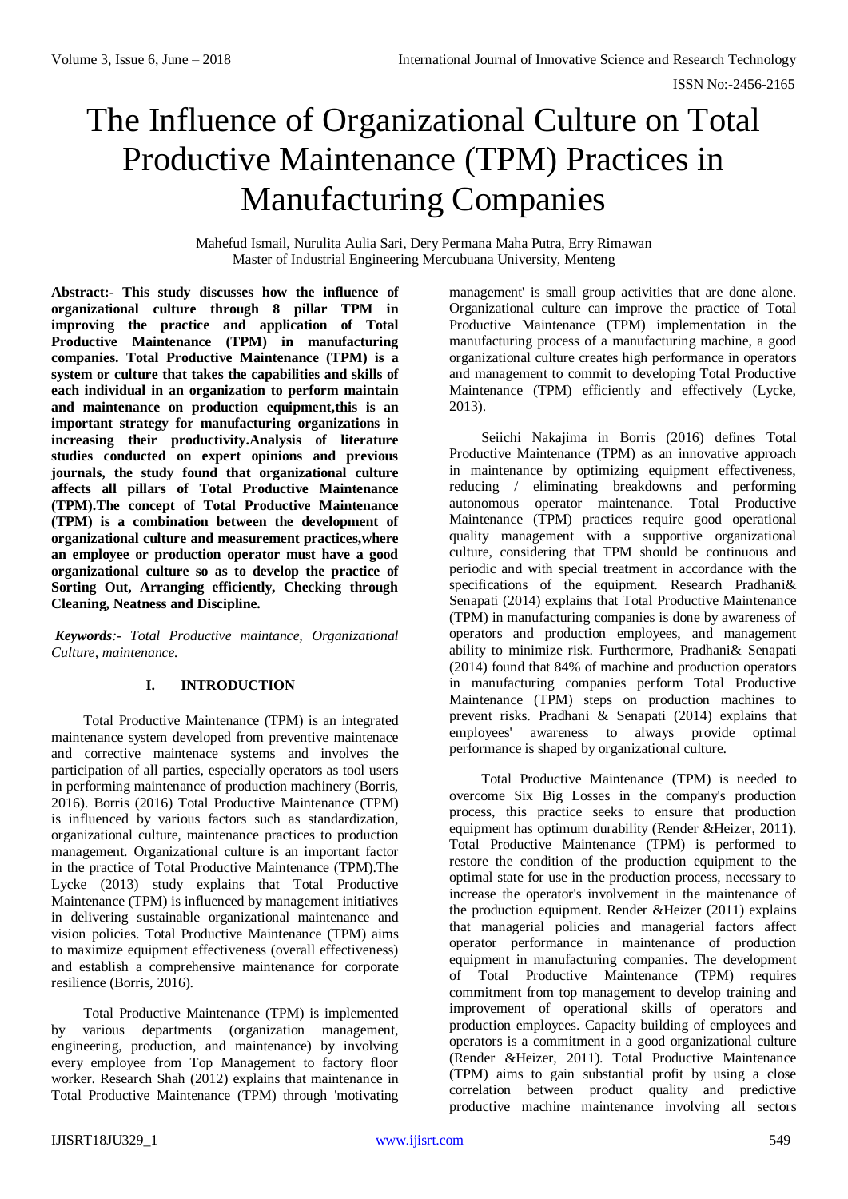# The Influence of Organizational Culture on Total Productive Maintenance (TPM) Practices in Manufacturing Companies

Mahefud Ismail, Nurulita Aulia Sari, Dery Permana Maha Putra, Erry Rimawan
Master of Industrial Engineering Mercubuana University, Menteng

**Abstract:- This study discusses how the influence of organizational culture through 8 pillar TPM in improving the practice and application of Total Productive Maintenance (TPM) in manufacturing companies. Total Productive Maintenance (TPM) is a system or culture that takes the capabilities and skills of each individual in an organization to perform maintain and maintenance on production equipment,this is an important strategy for manufacturing organizations in increasing their productivity.Analysis of literature studies conducted on expert opinions and previous journals, the study found that organizational culture affects all pillars of Total Productive Maintenance (TPM).The concept of Total Productive Maintenance (TPM) is a combination between the development of organizational culture and measurement practices,where an employee or production operator must have a good organizational culture so as to develop the practice of Sorting Out, Arranging efficiently, Checking through Cleaning, Neatness and Discipline.**

***Keywords**:- Total Productive maintance, Organizational Culture, maintenance.*

## I. INTRODUCTION

Total Productive Maintenance (TPM) is an integrated maintenance system developed from preventive maintenace and corrective maintenace systems and involves the participation of all parties, especially operators as tool users in performing maintenance of production machinery (Borris, 2016). Borris (2016) Total Productive Maintenance (TPM) is influenced by various factors such as standardization, organizational culture, maintenance practices to production management. Organizational culture is an important factor in the practice of Total Productive Maintenance (TPM).The Lycke (2013) study explains that Total Productive Maintenance (TPM) is influenced by management initiatives in delivering sustainable organizational maintenance and vision policies. Total Productive Maintenance (TPM) aims to maximize equipment effectiveness (overall effectiveness) and establish a comprehensive maintenance for corporate resilience (Borris, 2016).

Total Productive Maintenance (TPM) is implemented by various departments (organization management, engineering, production, and maintenance) by involving every employee from Top Management to factory floor worker. Research Shah (2012) explains that maintenance in Total Productive Maintenance (TPM) through 'motivating management' is small group activities that are done alone. Organizational culture can improve the practice of Total Productive Maintenance (TPM) implementation in the manufacturing process of a manufacturing machine, a good organizational culture creates high performance in operators and management to commit to developing Total Productive Maintenance (TPM) efficiently and effectively (Lycke, 2013).

Seiichi Nakajima in Borris (2016) defines Total Productive Maintenance (TPM) as an innovative approach in maintenance by optimizing equipment effectiveness, reducing / eliminating breakdowns and performing autonomous operator maintenance. Total Productive Maintenance (TPM) practices require good operational quality management with a supportive organizational culture, considering that TPM should be continuous and periodic and with special treatment in accordance with the specifications of the equipment. Research Pradhani& Senapati (2014) explains that Total Productive Maintenance (TPM) in manufacturing companies is done by awareness of operators and production employees, and management ability to minimize risk. Furthermore, Pradhani& Senapati (2014) found that 84% of machine and production operators in manufacturing companies perform Total Productive Maintenance (TPM) steps on production machines to prevent risks. Pradhani & Senapati (2014) explains that employees' awareness to always provide optimal performance is shaped by organizational culture.

Total Productive Maintenance (TPM) is needed to overcome Six Big Losses in the company's production process, this practice seeks to ensure that production equipment has optimum durability (Render &Heizer, 2011). Total Productive Maintenance (TPM) is performed to restore the condition of the production equipment to the optimal state for use in the production process, necessary to increase the operator's involvement in the maintenance of the production equipment. Render &Heizer (2011) explains that managerial policies and managerial factors affect operator performance in maintenance of production equipment in manufacturing companies. The development of Total Productive Maintenance (TPM) requires commitment from top management to develop training and improvement of operational skills of operators and production employees. Capacity building of employees and operators is a commitment in a good organizational culture (Render &Heizer, 2011). Total Productive Maintenance (TPM) aims to gain substantial profit by using a close correlation between product quality and predictive productive machine maintenance involving all sectors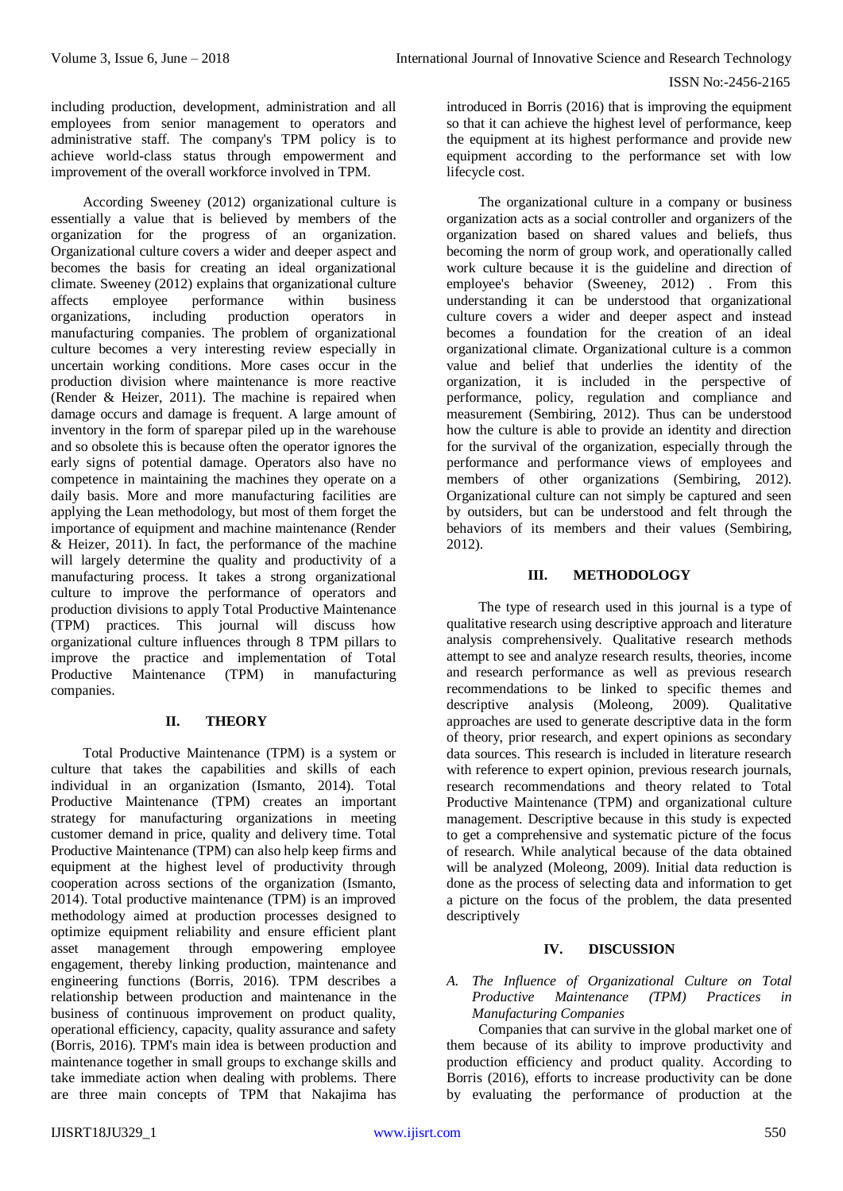including production, development, administration and all employees from senior management to operators and administrative staff. The company's TPM policy is to achieve world-class status through empowerment and improvement of the overall workforce involved in TPM.

According Sweeney (2012) organizational culture is essentially a value that is believed by members of the organization for the progress of an organization. Organizational culture covers a wider and deeper aspect and becomes the basis for creating an ideal organizational climate. Sweeney (2012) explains that organizational culture affects employee performance within business organizations, including production operators in manufacturing companies. The problem of organizational culture becomes a very interesting review especially in uncertain working conditions. More cases occur in the production division where maintenance is more reactive (Render & Heizer, 2011). The machine is repaired when damage occurs and damage is frequent. A large amount of inventory in the form of sparepar piled up in the warehouse and so obsolete this is because often the operator ignores the early signs of potential damage. Operators also have no competence in maintaining the machines they operate on a daily basis. More and more manufacturing facilities are applying the Lean methodology, but most of them forget the importance of equipment and machine maintenance (Render & Heizer, 2011). In fact, the performance of the machine will largely determine the quality and productivity of a manufacturing process. It takes a strong organizational culture to improve the performance of operators and production divisions to apply Total Productive Maintenance (TPM) practices. This journal will discuss how organizational culture influences through 8 TPM pillars to improve the practice and implementation of Total Productive Maintenance (TPM) in manufacturing companies.

## II. THEORY

Total Productive Maintenance (TPM) is a system or culture that takes the capabilities and skills of each individual in an organization (Ismanto, 2014). Total Productive Maintenance (TPM) creates an important strategy for manufacturing organizations in meeting customer demand in price, quality and delivery time. Total Productive Maintenance (TPM) can also help keep firms and equipment at the highest level of productivity through cooperation across sections of the organization (Ismanto, 2014). Total productive maintenance (TPM) is an improved methodology aimed at production processes designed to optimize equipment reliability and ensure efficient plant asset management through empowering employee engagement, thereby linking production, maintenance and engineering functions (Borris, 2016). TPM describes a relationship between production and maintenance in the business of continuous improvement on product quality, operational efficiency, capacity, quality assurance and safety (Borris, 2016). TPM's main idea is between production and maintenance together in small groups to exchange skills and take immediate action when dealing with problems. There are three main concepts of TPM that Nakajima has introduced in Borris (2016) that is improving the equipment so that it can achieve the highest level of performance, keep the equipment at its highest performance and provide new equipment according to the performance set with low lifecycle cost.

The organizational culture in a company or business organization acts as a social controller and organizers of the organization based on shared values and beliefs, thus becoming the norm of group work, and operationally called work culture because it is the guideline and direction of employee's behavior (Sweeney, 2012) . From this understanding it can be understood that organizational culture covers a wider and deeper aspect and instead becomes a foundation for the creation of an ideal organizational climate. Organizational culture is a common value and belief that underlies the identity of the organization, it is included in the perspective of performance, policy, regulation and compliance and measurement (Sembiring, 2012). Thus can be understood how the culture is able to provide an identity and direction for the survival of the organization, especially through the performance and performance views of employees and members of other organizations (Sembiring, 2012). Organizational culture can not simply be captured and seen by outsiders, but can be understood and felt through the behaviors of its members and their values (Sembiring, 2012).

## III. METHODOLOGY

The type of research used in this journal is a type of qualitative research using descriptive approach and literature analysis comprehensively. Qualitative research methods attempt to see and analyze research results, theories, income and research performance as well as previous research recommendations to be linked to specific themes and descriptive analysis (Moleong, 2009). Qualitative approaches are used to generate descriptive data in the form of theory, prior research, and expert opinions as secondary data sources. This research is included in literature research with reference to expert opinion, previous research journals, research recommendations and theory related to Total Productive Maintenance (TPM) and organizational culture management. Descriptive because in this study is expected to get a comprehensive and systematic picture of the focus of research. While analytical because of the data obtained will be analyzed (Moleong, 2009). Initial data reduction is done as the process of selecting data and information to get a picture on the focus of the problem, the data presented descriptively

## IV. DISCUSSION

### *A. The Influence of Organizational Culture on Total Productive Maintenance (TPM) Practices in Manufacturing Companies*

Companies that can survive in the global market one of them because of its ability to improve productivity and production efficiency and product quality. According to Borris (2016), efforts to increase productivity can be done by evaluating the performance of production at the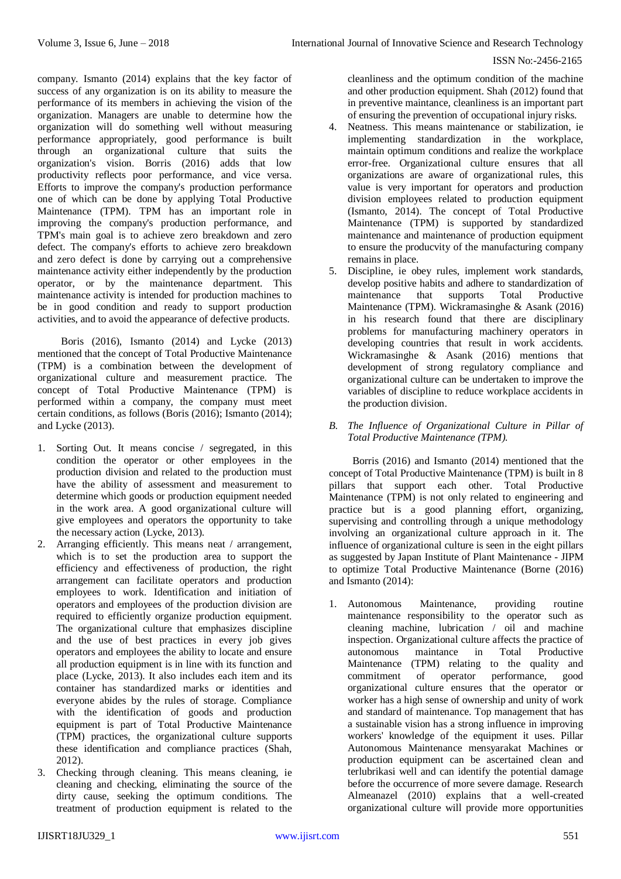company. Ismanto (2014) explains that the key factor of success of any organization is on its ability to measure the performance of its members in achieving the vision of the organization. Managers are unable to determine how the organization will do something well without measuring performance appropriately, good performance is built through an organizational culture that suits the organization's vision. Borris (2016) adds that low productivity reflects poor performance, and vice versa. Efforts to improve the company's production performance one of which can be done by applying Total Productive Maintenance (TPM). TPM has an important role in improving the company's production performance, and TPM's main goal is to achieve zero breakdown and zero defect. The company's efforts to achieve zero breakdown and zero defect is done by carrying out a comprehensive maintenance activity either independently by the production operator, or by the maintenance department. This maintenance activity is intended for production machines to be in good condition and ready to support production activities, and to avoid the appearance of defective products.

Boris (2016), Ismanto (2014) and Lycke (2013) mentioned that the concept of Total Productive Maintenance (TPM) is a combination between the development of organizational culture and measurement practice. The concept of Total Productive Maintenance (TPM) is performed within a company, the company must meet certain conditions, as follows (Boris (2016); Ismanto (2014); and Lycke (2013).

1. Sorting Out. It means concise / segregated, in this condition the operator or other employees in the production division and related to the production must have the ability of assessment and measurement to determine which goods or production equipment needed in the work area. A good organizational culture will give employees and operators the opportunity to take the necessary action (Lycke, 2013).
2. Arranging efficiently. This means neat / arrangement, which is to set the production area to support the efficiency and effectiveness of production, the right arrangement can facilitate operators and production employees to work. Identification and initiation of operators and employees of the production division are required to efficiently organize production equipment. The organizational culture that emphasizes discipline and the use of best practices in every job gives operators and employees the ability to locate and ensure all production equipment is in line with its function and place (Lycke, 2013). It also includes each item and its container has standardized marks or identities and everyone abides by the rules of storage. Compliance with the identification of goods and production equipment is part of Total Productive Maintenance (TPM) practices, the organizational culture supports these identification and compliance practices (Shah, 2012).
3. Checking through cleaning. This means cleaning, ie cleaning and checking, eliminating the source of the dirty cause, seeking the optimum conditions. The treatment of production equipment is related to the cleanliness and the optimum condition of the machine and other production equipment. Shah (2012) found that in preventive maintance, cleanliness is an important part of ensuring the prevention of occupational injury risks.
4. Neatness. This means maintenance or stabilization, ie implementing standardization in the workplace, maintain optimum conditions and realize the workplace error-free. Organizational culture ensures that all organizations are aware of organizational rules, this value is very important for operators and production division employees related to production equipment (Ismanto, 2014). The concept of Total Productive Maintenance (TPM) is supported by standardized maintenance and maintenance of production equipment to ensure the producvity of the manufacturing company remains in place.
5. Discipline, ie obey rules, implement work standards, develop positive habits and adhere to standardization of maintenance that supports Total Productive Maintenance (TPM). Wickramasinghe & Asank (2016) in his research found that there are disciplinary problems for manufacturing machinery operators in developing countries that result in work accidents. Wickramasinghe & Asank (2016) mentions that development of strong regulatory compliance and organizational culture can be undertaken to improve the variables of discipline to reduce workplace accidents in the production division.

### *B. The Influence of Organizational Culture in Pillar of Total Productive Maintenance (TPM).*

Borris (2016) and Ismanto (2014) mentioned that the concept of Total Productive Maintenance (TPM) is built in 8 pillars that support each other. Total Productive Maintenance (TPM) is not only related to engineering and practice but is a good planning effort, organizing, supervising and controlling through a unique methodology involving an organizational culture approach in it. The influence of organizational culture is seen in the eight pillars as suggested by Japan Institute of Plant Maintenance - JIPM to optimize Total Productive Maintenance (Borne (2016) and Ismanto (2014):

1. Autonomous Maintenance, providing routine maintenance responsibility to the operator such as cleaning machine, lubrication / oil and machine inspection. Organizational culture affects the practice of autonomous maintance in Total Productive Maintenance (TPM) relating to the quality and commitment of operator performance, good organizational culture ensures that the operator or worker has a high sense of ownership and unity of work and standard of maintenance. Top management that has a sustainable vision has a strong influence in improving workers' knowledge of the equipment it uses. Pillar Autonomous Maintenance mensyarakat Machines or production equipment can be ascertained clean and terlubrikasi well and can identify the potential damage before the occurrence of more severe damage. Research Almeanazel (2010) explains that a well-created organizational culture will provide more opportunities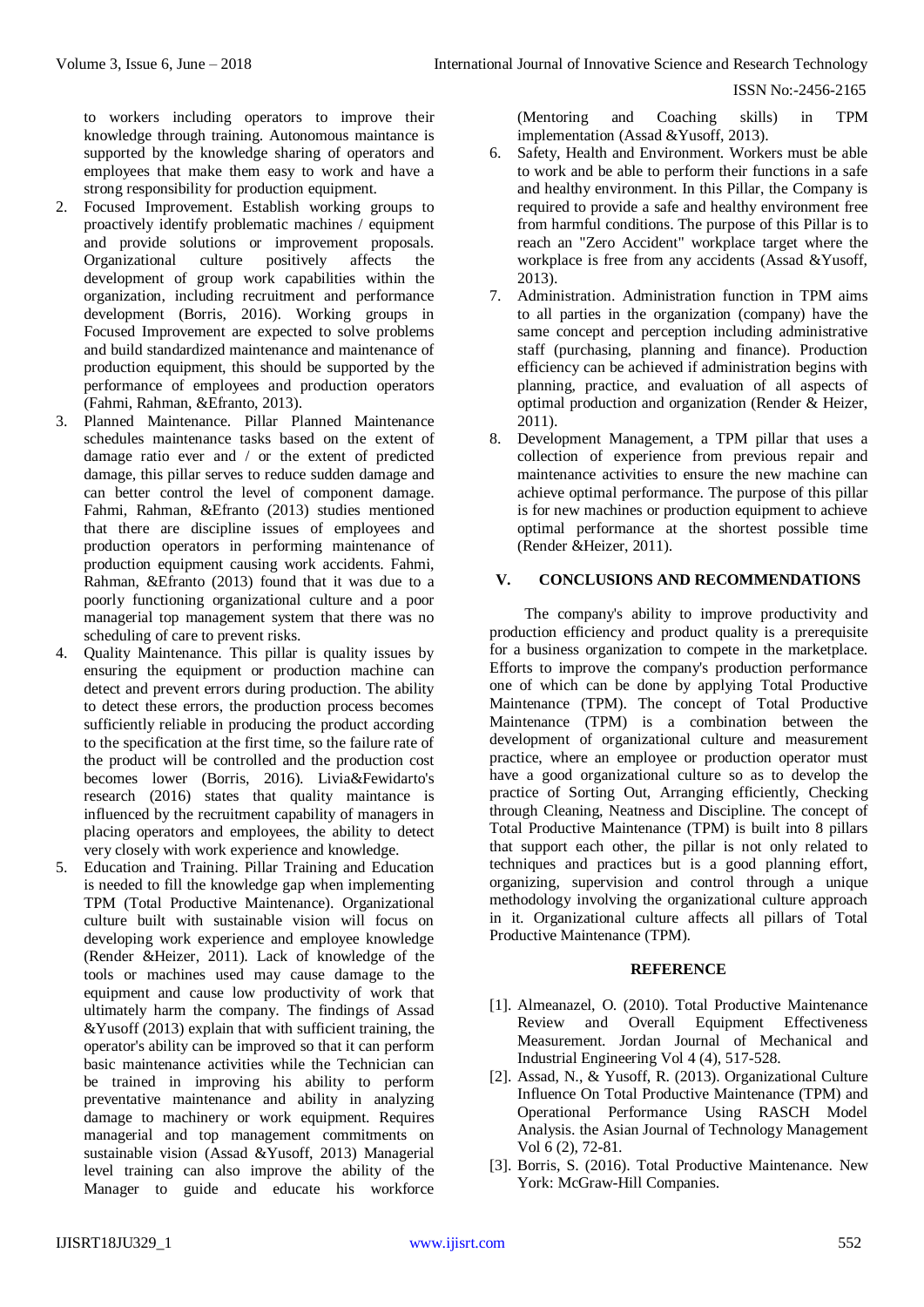to workers including operators to improve their knowledge through training. Autonomous maintance is supported by the knowledge sharing of operators and employees that make them easy to work and have a strong responsibility for production equipment.

2. Focused Improvement. Establish working groups to proactively identify problematic machines / equipment and provide solutions or improvement proposals. Organizational culture positively affects the development of group work capabilities within the organization, including recruitment and performance development (Borris, 2016). Working groups in Focused Improvement are expected to solve problems and build standardized maintenance and maintenance of production equipment, this should be supported by the performance of employees and production operators (Fahmi, Rahman, &Efranto, 2013).
3. Planned Maintenance. Pillar Planned Maintenance schedules maintenance tasks based on the extent of damage ratio ever and / or the extent of predicted damage, this pillar serves to reduce sudden damage and can better control the level of component damage. Fahmi, Rahman, &Efranto (2013) studies mentioned that there are discipline issues of employees and production operators in performing maintenance of production equipment causing work accidents. Fahmi, Rahman, &Efranto (2013) found that it was due to a poorly functioning organizational culture and a poor managerial top management system that there was no scheduling of care to prevent risks.
4. Quality Maintenance. This pillar is quality issues by ensuring the equipment or production machine can detect and prevent errors during production. The ability to detect these errors, the production process becomes sufficiently reliable in producing the product according to the specification at the first time, so the failure rate of the product will be controlled and the production cost becomes lower (Borris, 2016). Livia&Fewidarto's research (2016) states that quality maintance is influenced by the recruitment capability of managers in placing operators and employees, the ability to detect very closely with work experience and knowledge.
5. Education and Training. Pillar Training and Education is needed to fill the knowledge gap when implementing TPM (Total Productive Maintenance). Organizational culture built with sustainable vision will focus on developing work experience and employee knowledge (Render &Heizer, 2011). Lack of knowledge of the tools or machines used may cause damage to the equipment and cause low productivity of work that ultimately harm the company. The findings of Assad &Yusoff (2013) explain that with sufficient training, the operator's ability can be improved so that it can perform basic maintenance activities while the Technician can be trained in improving his ability to perform preventative maintenance and ability in analyzing damage to machinery or work equipment. Requires managerial and top management commitments on sustainable vision (Assad &Yusoff, 2013) Managerial level training can also improve the ability of the Manager to guide and educate his workforce (Mentoring and Coaching skills) in TPM implementation (Assad &Yusoff, 2013).
6. Safety, Health and Environment. Workers must be able to work and be able to perform their functions in a safe and healthy environment. In this Pillar, the Company is required to provide a safe and healthy environment free from harmful conditions. The purpose of this Pillar is to reach an "Zero Accident" workplace target where the workplace is free from any accidents (Assad &Yusoff, 2013).
7. Administration. Administration function in TPM aims to all parties in the organization (company) have the same concept and perception including administrative staff (purchasing, planning and finance). Production efficiency can be achieved if administration begins with planning, practice, and evaluation of all aspects of optimal production and organization (Render & Heizer, 2011).
8. Development Management, a TPM pillar that uses a collection of experience from previous repair and maintenance activities to ensure the new machine can achieve optimal performance. The purpose of this pillar is for new machines or production equipment to achieve optimal performance at the shortest possible time (Render &Heizer, 2011).

## V. CONCLUSIONS AND RECOMMENDATIONS

The company's ability to improve productivity and production efficiency and product quality is a prerequisite for a business organization to compete in the marketplace. Efforts to improve the company's production performance one of which can be done by applying Total Productive Maintenance (TPM). The concept of Total Productive Maintenance (TPM) is a combination between the development of organizational culture and measurement practice, where an employee or production operator must have a good organizational culture so as to develop the practice of Sorting Out, Arranging efficiently, Checking through Cleaning, Neatness and Discipline. The concept of Total Productive Maintenance (TPM) is built into 8 pillars that support each other, the pillar is not only related to techniques and practices but is a good planning effort, organizing, supervision and control through a unique methodology involving the organizational culture approach in it. Organizational culture affects all pillars of Total Productive Maintenance (TPM).

## REFERENCE

- [1]. Almeanazel, O. (2010). Total Productive Maintenance Review and Overall Equipment Effectiveness Measurement. Jordan Journal of Mechanical and Industrial Engineering Vol 4 (4), 517-528.
- [2]. Assad, N., & Yusoff, R. (2013). Organizational Culture Influence On Total Productive Maintenance (TPM) and Operational Performance Using RASCH Model Analysis. the Asian Journal of Technology Management Vol 6 (2), 72-81.
- [3]. Borris, S. (2016). Total Productive Maintenance. New York: McGraw-Hill Companies.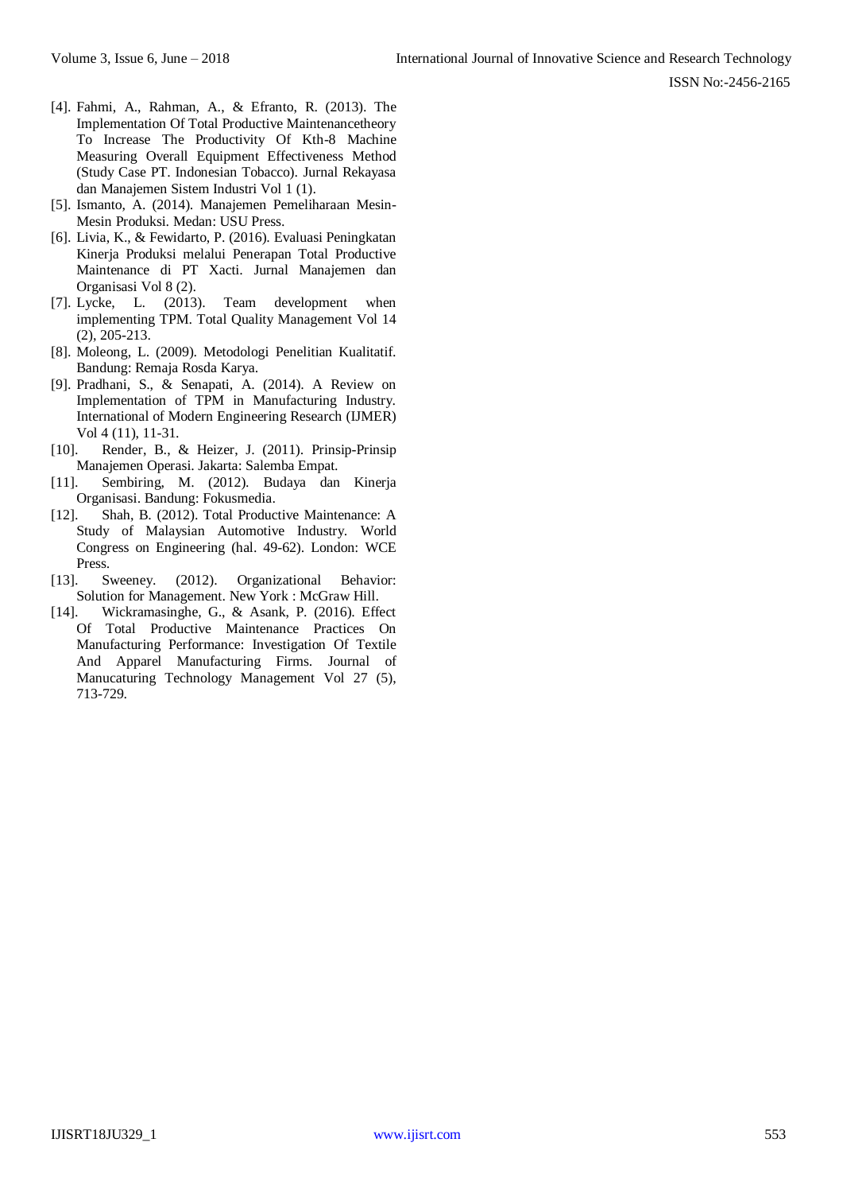- [4]. Fahmi, A., Rahman, A., & Efranto, R. (2013). The Implementation Of Total Productive Maintenancetheory To Increase The Productivity Of Kth-8 Machine Measuring Overall Equipment Effectiveness Method (Study Case PT. Indonesian Tobacco). Jurnal Rekayasa dan Manajemen Sistem Industri Vol 1 (1).
- [5]. Ismanto, A. (2014). Manajemen Pemeliharaan Mesin-Mesin Produksi. Medan: USU Press.
- [6]. Livia, K., & Fewidarto, P. (2016). Evaluasi Peningkatan Kinerja Produksi melalui Penerapan Total Productive Maintenance di PT Xacti. Jurnal Manajemen dan Organisasi Vol 8 (2).
- [7]. Lycke, L. (2013). Team development when implementing TPM. Total Quality Management Vol 14 (2), 205-213.
- [8]. Moleong, L. (2009). Metodologi Penelitian Kualitatif. Bandung: Remaja Rosda Karya.
- [9]. Pradhani, S., & Senapati, A. (2014). A Review on Implementation of TPM in Manufacturing Industry. International of Modern Engineering Research (IJMER) Vol 4 (11), 11-31.
- [10]. Render, B., & Heizer, J. (2011). Prinsip-Prinsip Manajemen Operasi. Jakarta: Salemba Empat.
- [11]. Sembiring, M. (2012). Budaya dan Kinerja Organisasi. Bandung: Fokusmedia.
- [12]. Shah, B. (2012). Total Productive Maintenance: A Study of Malaysian Automotive Industry. World Congress on Engineering (hal. 49-62). London: WCE Press.
- [13]. Sweeney. (2012). Organizational Behavior: Solution for Management. New York : McGraw Hill.
- [14]. Wickramasinghe, G., & Asank, P. (2016). Effect Of Total Productive Maintenance Practices On Manufacturing Performance: Investigation Of Textile And Apparel Manufacturing Firms. Journal of Manucaturing Technology Management Vol 27 (5), 713-729.